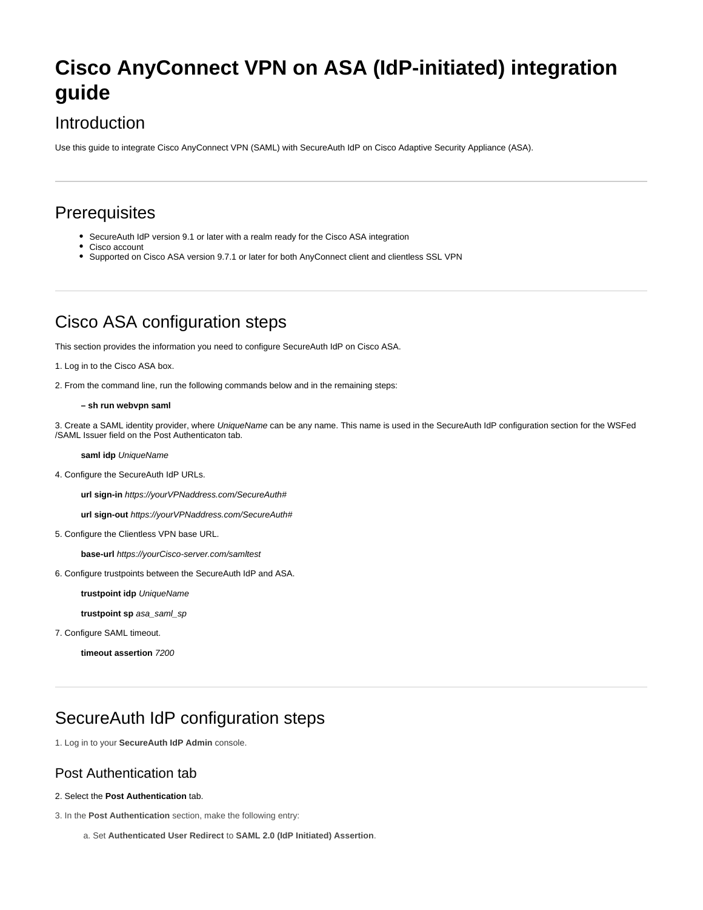# Cisco AnyConnect VPN on ASA (IdP-initiated) integration guide

## Introduction

Use this guide to integrate Cisco AnyConnect VPN (SAML) with SecureAuth IdP on Cisco Adaptive Security Appliance (ASA).

---

## Prerequisites

- SecureAuth IdP version 9.1 or later with a realm ready for the Cisco ASA integration
- Cisco account
- Supported on Cisco ASA version 9.7.1 or later for both AnyConnect client and clientless SSL VPN

---

## Cisco ASA configuration steps

This section provides the information you need to configure SecureAuth IdP on Cisco ASA.

1. Log in to the Cisco ASA box.

2. From the command line, run the following commands below and in the remaining steps:

> **– sh run webvpn saml**

3. Create a SAML identity provider, where *UniqueName* can be any name. This name is used in the SecureAuth IdP configuration section for the WSFed /SAML Issuer field on the Post Authenticaton tab.

> **saml idp** *UniqueName*

4. Configure the SecureAuth IdP URLs.

> **url sign-in** *https://yourVPNaddress.com/SecureAuth#*
>
> **url sign-out** *https://yourVPNaddress.com/SecureAuth#*

5. Configure the Clientless VPN base URL.

> **base-url** *https://yourCisco-server.com/samltest*

6. Configure trustpoints between the SecureAuth IdP and ASA.

> **trustpoint idp** *UniqueName*
>
> **trustpoint sp** *asa_saml_sp*

7. Configure SAML timeout.

> **timeout assertion** *7200*

---

## SecureAuth IdP configuration steps

1. Log in to your **SecureAuth IdP Admin** console.

### Post Authentication tab

2. Select the **Post Authentication** tab.

3. In the **Post Authentication** section, make the following entry:

   a. Set **Authenticated User Redirect** to **SAML 2.0 (IdP Initiated) Assertion**.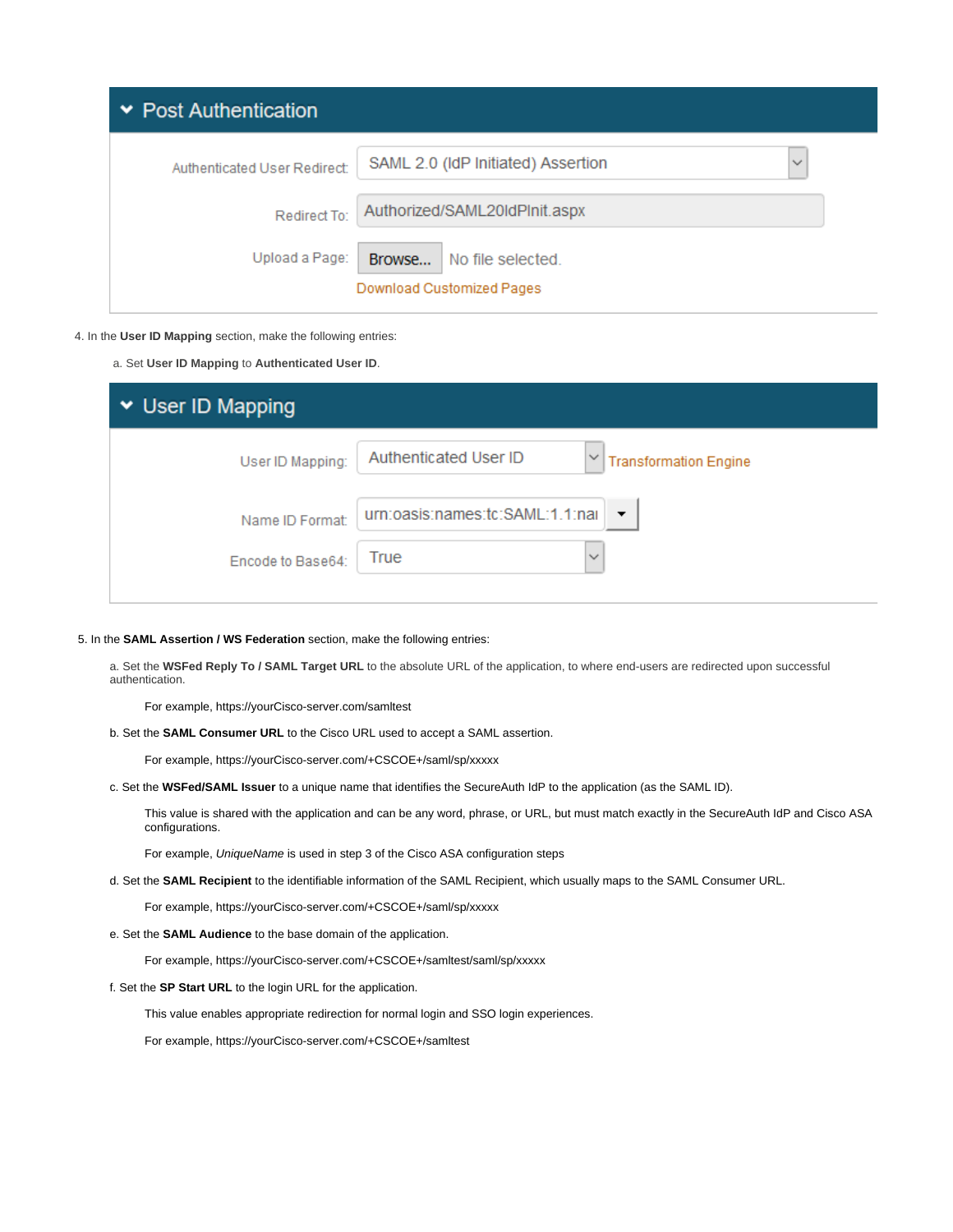## Post Authentication

| | |
|---|---|
| Authenticated User Redirect: | SAML 2.0 (IdP Initiated) Assertion |
| Redirect To: | Authorized/SAML20IdPInit.aspx |
| Upload a Page: | Browse... No file selected. |
| | Download Customized Pages |

4. In the **User ID Mapping** section, make the following entries:

   a. Set **User ID Mapping** to **Authenticated User ID**.

## User ID Mapping

| | |
|---|---|
| User ID Mapping: | Authenticated User ID — Transformation Engine |
| Name ID Format: | urn:oasis:names:tc:SAML:1.1:nai |
| Encode to Base64: | True |

5. In the **SAML Assertion / WS Federation** section, make the following entries:

   a. Set the **WSFed Reply To / SAML Target URL** to the absolute URL of the application, to where end-users are redirected upon successful authentication.

      For example, https://yourCisco-server.com/samltest

   b. Set the **SAML Consumer URL** to the Cisco URL used to accept a SAML assertion.

      For example, https://yourCisco-server.com/+CSCOE+/saml/sp/xxxxx

   c. Set the **WSFed/SAML Issuer** to a unique name that identifies the SecureAuth IdP to the application (as the SAML ID).

      This value is shared with the application and can be any word, phrase, or URL, but must match exactly in the SecureAuth IdP and Cisco ASA configurations.

      For example, *UniqueName* is used in step 3 of the Cisco ASA configuration steps

   d. Set the **SAML Recipient** to the identifiable information of the SAML Recipient, which usually maps to the SAML Consumer URL.

      For example, https://yourCisco-server.com/+CSCOE+/saml/sp/xxxxx

   e. Set the **SAML Audience** to the base domain of the application.

      For example, https://yourCisco-server.com/+CSCOE+/samltest/saml/sp/xxxxx

   f. Set the **SP Start URL** to the login URL for the application.

      This value enables appropriate redirection for normal login and SSO login experiences.

      For example, https://yourCisco-server.com/+CSCOE+/samltest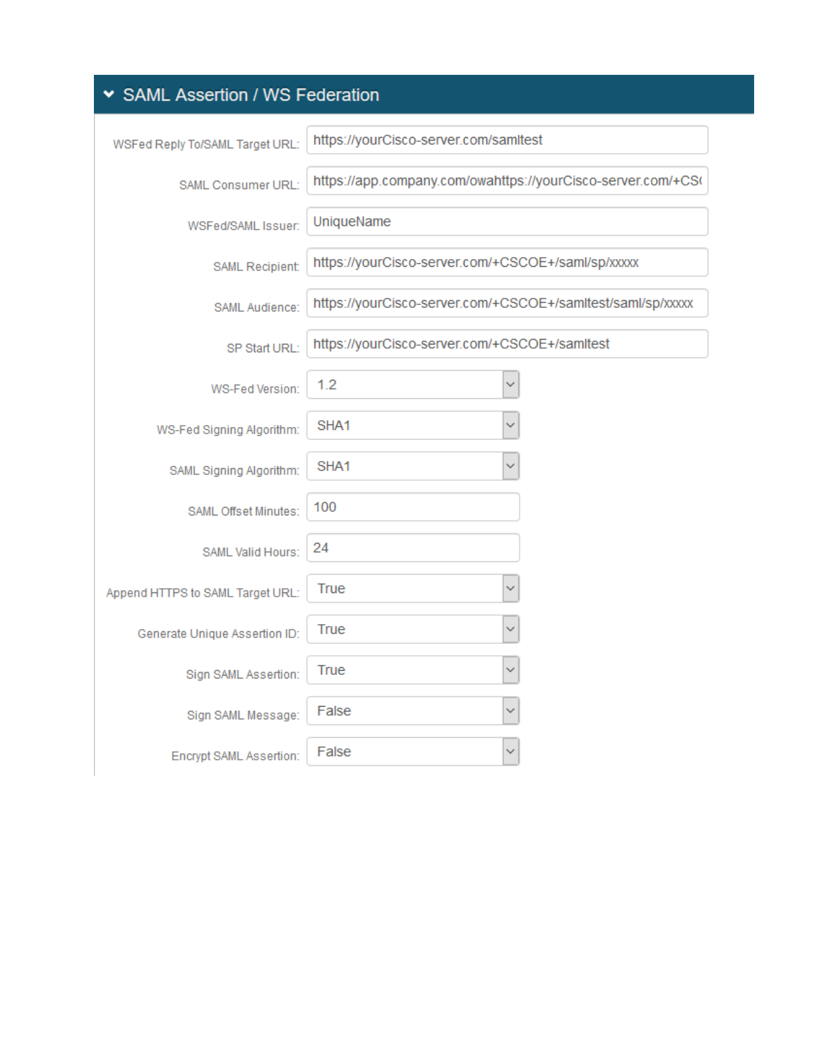## SAML Assertion / WS Federation

| | |
|---|---|
| WSFed Reply To/SAML Target URL: | https://yourCisco-server.com/samltest |
| SAML Consumer URL: | https://app.company.com/owahttps://yourCisco-server.com/+CS( |
| WSFed/SAML Issuer: | UniqueName |
| SAML Recipient: | https://yourCisco-server.com/+CSCOE+/saml/sp/xxxxx |
| SAML Audience: | https://yourCisco-server.com/+CSCOE+/samltest/saml/sp/xxxxx |
| SP Start URL: | https://yourCisco-server.com/+CSCOE+/samltest |
| WS-Fed Version: | 1.2 |
| WS-Fed Signing Algorithm: | SHA1 |
| SAML Signing Algorithm: | SHA1 |
| SAML Offset Minutes: | 100 |
| SAML Valid Hours: | 24 |
| Append HTTPS to SAML Target URL: | True |
| Generate Unique Assertion ID: | True |
| Sign SAML Assertion: | True |
| Sign SAML Message: | False |
| Encrypt SAML Assertion: | False |